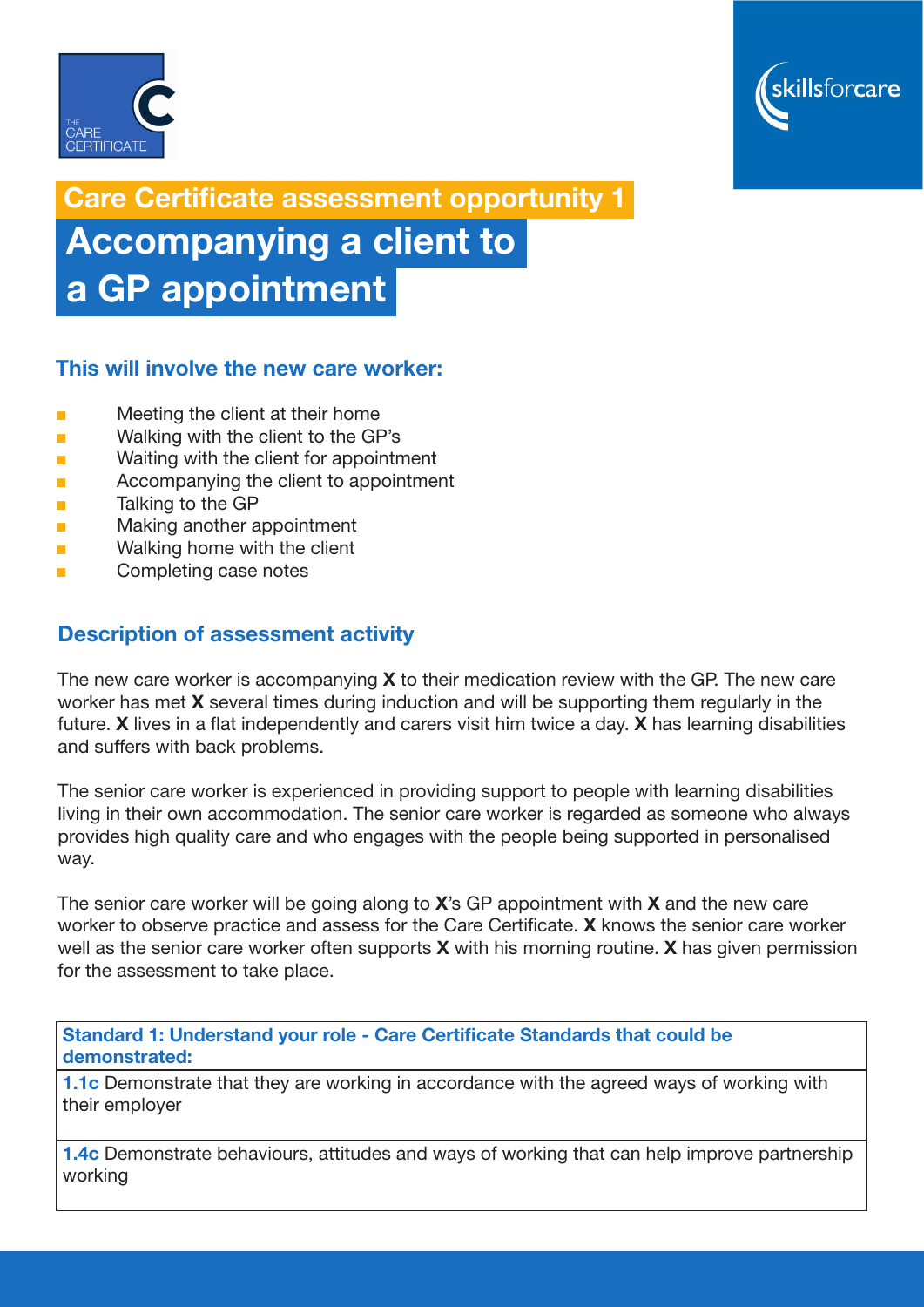## Care Certificate assessment opportunity 1

# Accompanying a client to a GP appointment

### This will involve the new care worker:

- Meeting the client at their home
- Walking with the client to the GP's
- Waiting with the client for appointment
- Accompanying the client to appointment
- Talking to the GP
- Making another appointment
- Walking home with the client
- Completing case notes

### Description of assessment activity

The new care worker is accompanying **X** to their medication review with the GP. The new care worker has met **X** several times during induction and will be supporting them regularly in the future. **X** lives in a flat independently and carers visit him twice a day. **X** has learning disabilities and suffers with back problems.

The senior care worker is experienced in providing support to people with learning disabilities living in their own accommodation. The senior care worker is regarded as someone who always provides high quality care and who engages with the people being supported in personalised way.

The senior care worker will be going along to **X**'s GP appointment with **X** and the new care worker to observe practice and assess for the Care Certificate. **X** knows the senior care worker well as the senior care worker often supports **X** with his morning routine. **X** has given permission for the assessment to take place.

| **Standard 1: Understand your role - Care Certificate Standards that could be demonstrated:** |
| --- |
| **1.1c** Demonstrate that they are working in accordance with the agreed ways of working with their employer |
| **1.4c** Demonstrate behaviours, attitudes and ways of working that can help improve partnership working |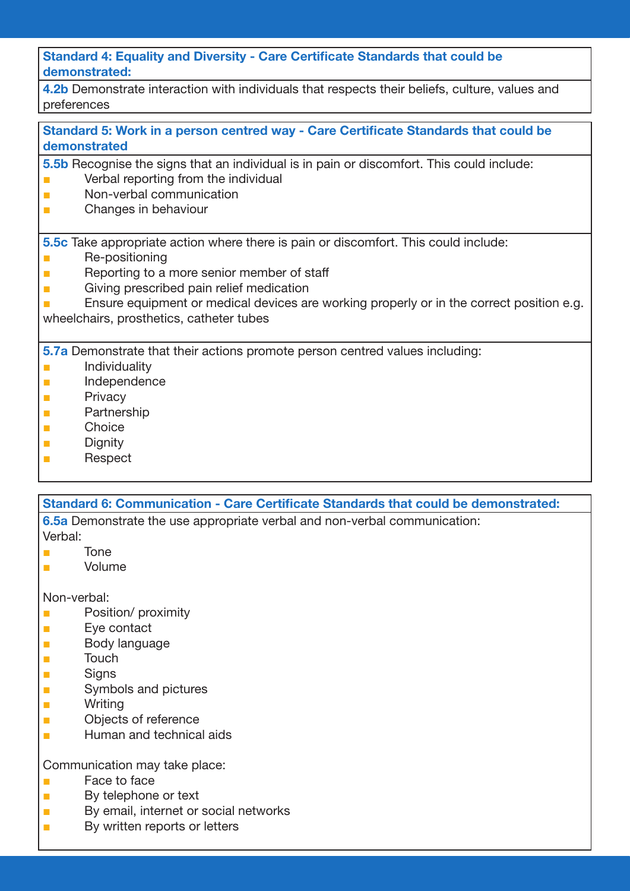**Standard 4: Equality and Diversity - Care Certificate Standards that could be demonstrated:**

**4.2b** Demonstrate interaction with individuals that respects their beliefs, culture, values and preferences

**Standard 5: Work in a person centred way - Care Certificate Standards that could be demonstrated**

**5.5b** Recognise the signs that an individual is in pain or discomfort. This could include:

- Verbal reporting from the individual
- Non-verbal communication
- Changes in behaviour

**5.5c** Take appropriate action where there is pain or discomfort. This could include:

- Re-positioning
- Reporting to a more senior member of staff
- Giving prescribed pain relief medication
- Ensure equipment or medical devices are working properly or in the correct position e.g. wheelchairs, prosthetics, catheter tubes

**5.7a** Demonstrate that their actions promote person centred values including:

- Individuality
- Independence
- Privacy
- Partnership
- Choice
- Dignity
- Respect

**Standard 6: Communication - Care Certificate Standards that could be demonstrated:**

**6.5a** Demonstrate the use appropriate verbal and non-verbal communication:

Verbal:

- Tone
- Volume

Non-verbal:

- Position/ proximity
- Eye contact
- Body language
- Touch
- Signs
- Symbols and pictures
- Writing
- Objects of reference
- Human and technical aids

Communication may take place:

- Face to face
- By telephone or text
- By email, internet or social networks
- By written reports or letters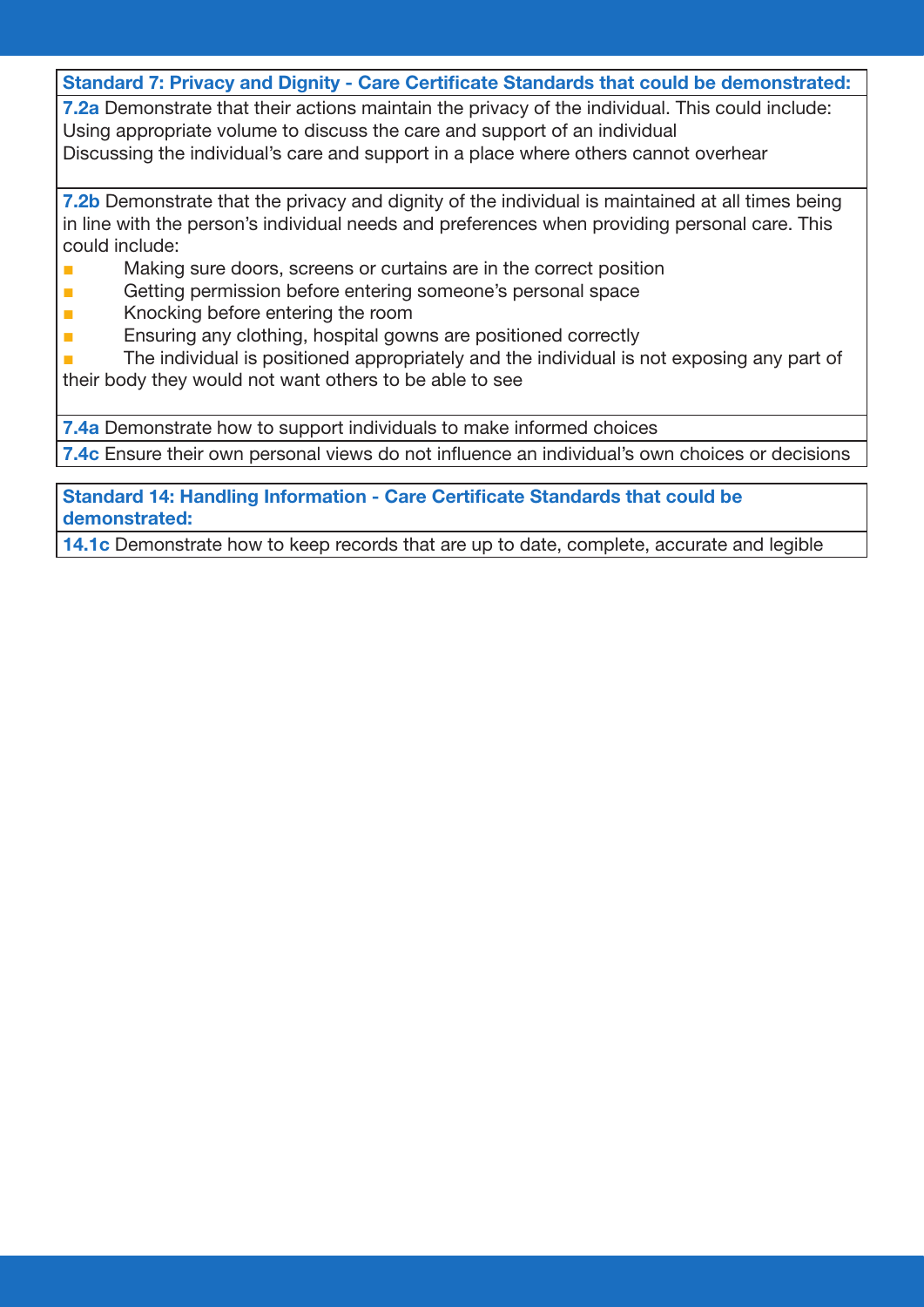| **Standard 7: Privacy and Dignity - Care Certificate Standards that could be demonstrated:** |
| --- |
| **7.2a** Demonstrate that their actions maintain the privacy of the individual. This could include:<br>Using appropriate volume to discuss the care and support of an individual<br>Discussing the individual's care and support in a place where others cannot overhear |
| **7.2b** Demonstrate that the privacy and dignity of the individual is maintained at all times being in line with the person's individual needs and preferences when providing personal care. This could include:<br>▪ Making sure doors, screens or curtains are in the correct position<br>▪ Getting permission before entering someone's personal space<br>▪ Knocking before entering the room<br>▪ Ensuring any clothing, hospital gowns are positioned correctly<br>▪ The individual is positioned appropriately and the individual is not exposing any part of their body they would not want others to be able to see |
| **7.4a** Demonstrate how to support individuals to make informed choices |
| **7.4c** Ensure their own personal views do not influence an individual's own choices or decisions |

| **Standard 14: Handling Information - Care Certificate Standards that could be demonstrated:** |
| --- |
| **14.1c** Demonstrate how to keep records that are up to date, complete, accurate and legible |